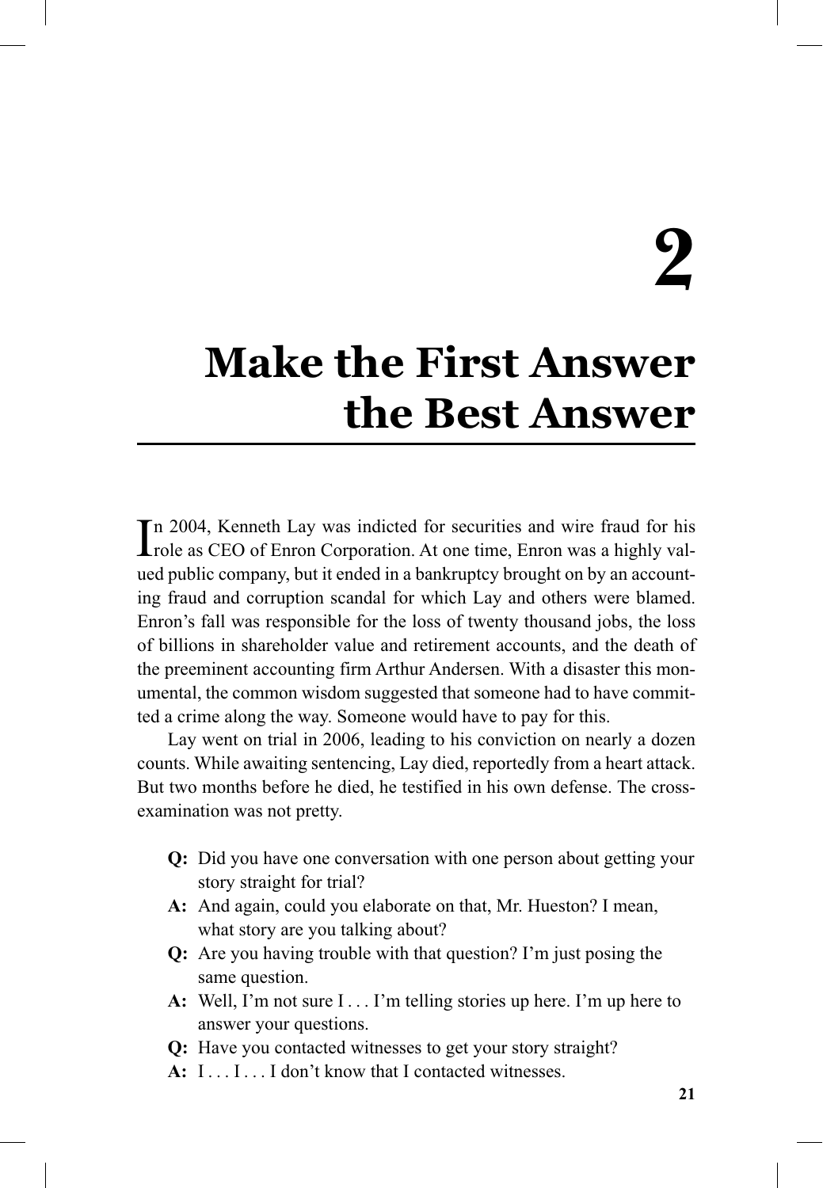# 2

# Make the First Answer the Best Answer

In 2004, Kenneth Lay was indicted for securities and wire fraud for his role as CEO of Enron Corporation. At one time, Enron was a highly valued public company, but it ended in a bankruptcy brought on by an accounting fraud and corruption scandal for which Lay and others were blamed. Enron's fall was responsible for the loss of twenty thousand jobs, the loss of billions in shareholder value and retirement accounts, and the death of the preeminent accounting firm Arthur Andersen. With a disaster this monumental, the common wisdom suggested that someone had to have committed a crime along the way. Someone would have to pay for this.

Lay went on trial in 2006, leading to his conviction on nearly a dozen counts. While awaiting sentencing, Lay died, reportedly from a heart attack. But two months before he died, he testified in his own defense. The cross-examination was not pretty.

> **Q:** Did you have one conversation with one person about getting your story straight for trial?
>
> **A:** And again, could you elaborate on that, Mr. Hueston? I mean, what story are you talking about?
>
> **Q:** Are you having trouble with that question? I'm just posing the same question.
>
> **A:** Well, I'm not sure I . . . I'm telling stories up here. I'm up here to answer your questions.
>
> **Q:** Have you contacted witnesses to get your story straight?
>
> **A:** I . . . I . . . I don't know that I contacted witnesses.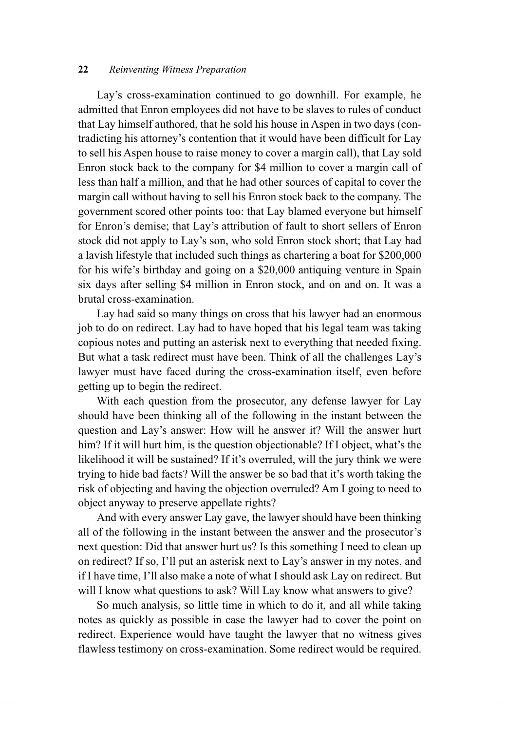Lay's cross-examination continued to go downhill. For example, he admitted that Enron employees did not have to be slaves to rules of conduct that Lay himself authored, that he sold his house in Aspen in two days (contradicting his attorney's contention that it would have been difficult for Lay to sell his Aspen house to raise money to cover a margin call), that Lay sold Enron stock back to the company for $4 million to cover a margin call of less than half a million, and that he had other sources of capital to cover the margin call without having to sell his Enron stock back to the company. The government scored other points too: that Lay blamed everyone but himself for Enron's demise; that Lay's attribution of fault to short sellers of Enron stock did not apply to Lay's son, who sold Enron stock short; that Lay had a lavish lifestyle that included such things as chartering a boat for $200,000 for his wife's birthday and going on a $20,000 antiquing venture in Spain six days after selling $4 million in Enron stock, and on and on. It was a brutal cross-examination.

Lay had said so many things on cross that his lawyer had an enormous job to do on redirect. Lay had to have hoped that his legal team was taking copious notes and putting an asterisk next to everything that needed fixing. But what a task redirect must have been. Think of all the challenges Lay's lawyer must have faced during the cross-examination itself, even before getting up to begin the redirect.

With each question from the prosecutor, any defense lawyer for Lay should have been thinking all of the following in the instant between the question and Lay's answer: How will he answer it? Will the answer hurt him? If it will hurt him, is the question objectionable? If I object, what's the likelihood it will be sustained? If it's overruled, will the jury think we were trying to hide bad facts? Will the answer be so bad that it's worth taking the risk of objecting and having the objection overruled? Am I going to need to object anyway to preserve appellate rights?

And with every answer Lay gave, the lawyer should have been thinking all of the following in the instant between the answer and the prosecutor's next question: Did that answer hurt us? Is this something I need to clean up on redirect? If so, I'll put an asterisk next to Lay's answer in my notes, and if I have time, I'll also make a note of what I should ask Lay on redirect. But will I know what questions to ask? Will Lay know what answers to give?

So much analysis, so little time in which to do it, and all while taking notes as quickly as possible in case the lawyer had to cover the point on redirect. Experience would have taught the lawyer that no witness gives flawless testimony on cross-examination. Some redirect would be required.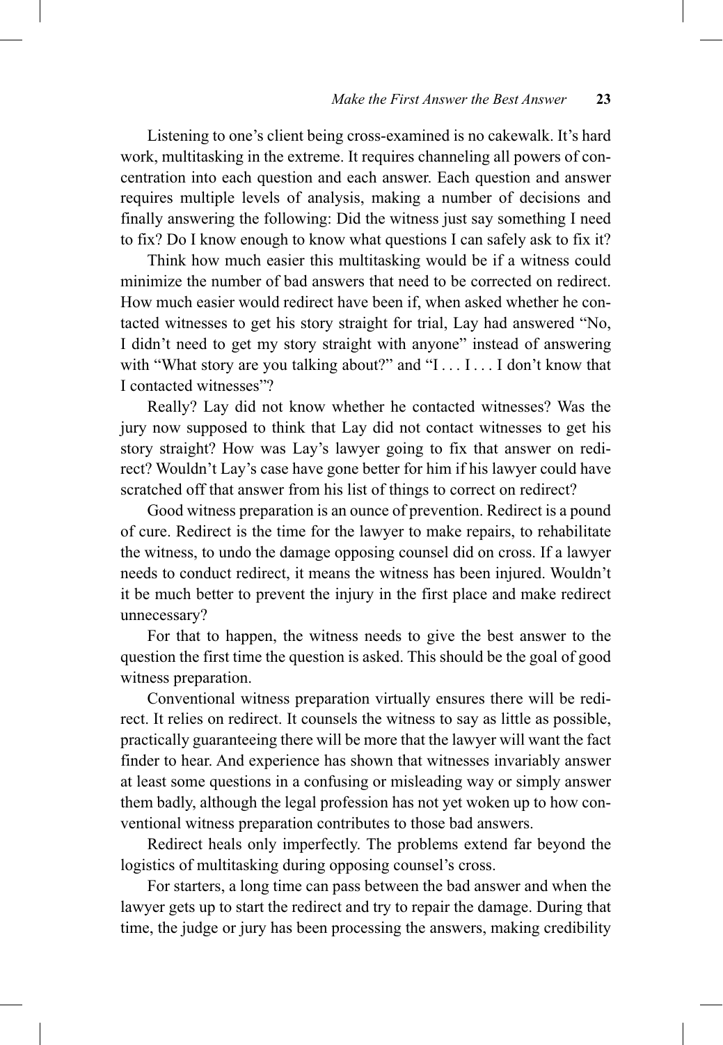Listening to one's client being cross-examined is no cakewalk. It's hard work, multitasking in the extreme. It requires channeling all powers of concentration into each question and each answer. Each question and answer requires multiple levels of analysis, making a number of decisions and finally answering the following: Did the witness just say something I need to fix? Do I know enough to know what questions I can safely ask to fix it?

Think how much easier this multitasking would be if a witness could minimize the number of bad answers that need to be corrected on redirect. How much easier would redirect have been if, when asked whether he contacted witnesses to get his story straight for trial, Lay had answered "No, I didn't need to get my story straight with anyone" instead of answering with "What story are you talking about?" and "I . . . I . . . I don't know that I contacted witnesses"?

Really? Lay did not know whether he contacted witnesses? Was the jury now supposed to think that Lay did not contact witnesses to get his story straight? How was Lay's lawyer going to fix that answer on redirect? Wouldn't Lay's case have gone better for him if his lawyer could have scratched off that answer from his list of things to correct on redirect?

Good witness preparation is an ounce of prevention. Redirect is a pound of cure. Redirect is the time for the lawyer to make repairs, to rehabilitate the witness, to undo the damage opposing counsel did on cross. If a lawyer needs to conduct redirect, it means the witness has been injured. Wouldn't it be much better to prevent the injury in the first place and make redirect unnecessary?

For that to happen, the witness needs to give the best answer to the question the first time the question is asked. This should be the goal of good witness preparation.

Conventional witness preparation virtually ensures there will be redirect. It relies on redirect. It counsels the witness to say as little as possible, practically guaranteeing there will be more that the lawyer will want the fact finder to hear. And experience has shown that witnesses invariably answer at least some questions in a confusing or misleading way or simply answer them badly, although the legal profession has not yet woken up to how conventional witness preparation contributes to those bad answers.

Redirect heals only imperfectly. The problems extend far beyond the logistics of multitasking during opposing counsel's cross.

For starters, a long time can pass between the bad answer and when the lawyer gets up to start the redirect and try to repair the damage. During that time, the judge or jury has been processing the answers, making credibility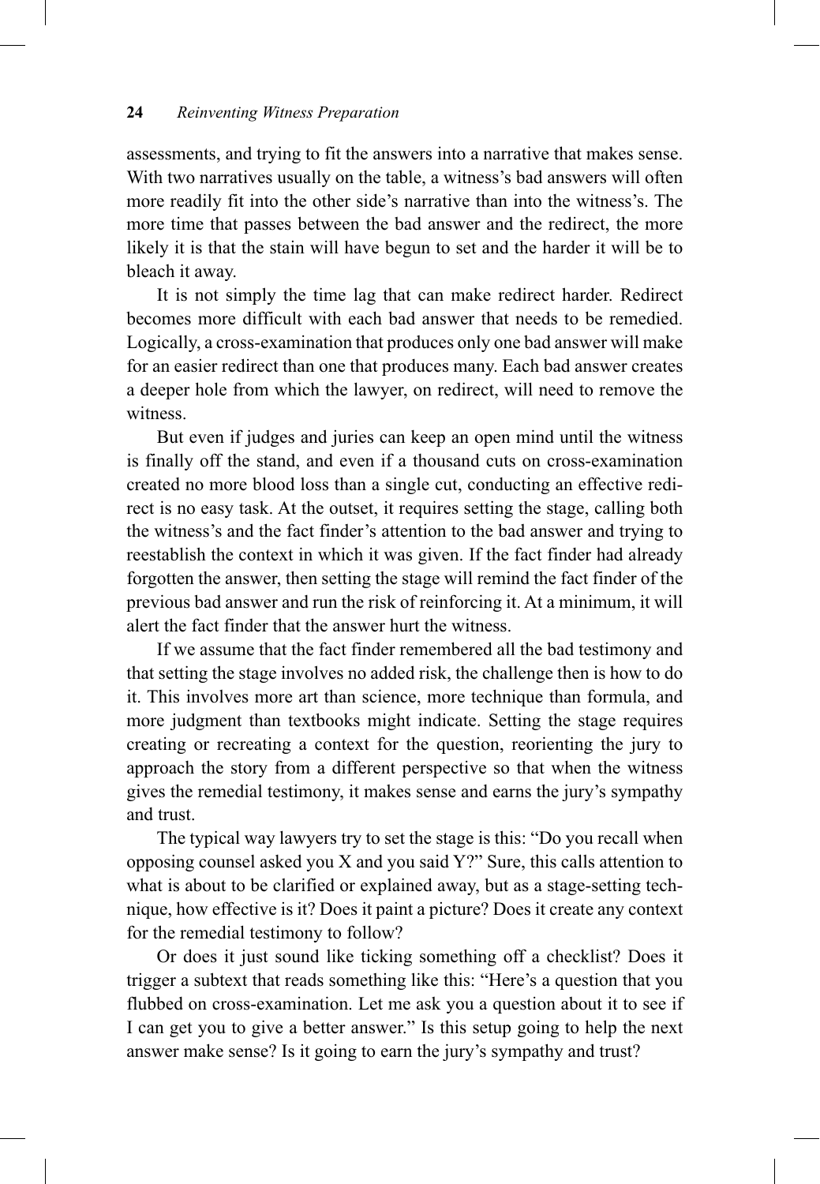assessments, and trying to fit the answers into a narrative that makes sense. With two narratives usually on the table, a witness's bad answers will often more readily fit into the other side's narrative than into the witness's. The more time that passes between the bad answer and the redirect, the more likely it is that the stain will have begun to set and the harder it will be to bleach it away.

It is not simply the time lag that can make redirect harder. Redirect becomes more difficult with each bad answer that needs to be remedied. Logically, a cross-examination that produces only one bad answer will make for an easier redirect than one that produces many. Each bad answer creates a deeper hole from which the lawyer, on redirect, will need to remove the witness.

But even if judges and juries can keep an open mind until the witness is finally off the stand, and even if a thousand cuts on cross-examination created no more blood loss than a single cut, conducting an effective redirect is no easy task. At the outset, it requires setting the stage, calling both the witness's and the fact finder's attention to the bad answer and trying to reestablish the context in which it was given. If the fact finder had already forgotten the answer, then setting the stage will remind the fact finder of the previous bad answer and run the risk of reinforcing it. At a minimum, it will alert the fact finder that the answer hurt the witness.

If we assume that the fact finder remembered all the bad testimony and that setting the stage involves no added risk, the challenge then is how to do it. This involves more art than science, more technique than formula, and more judgment than textbooks might indicate. Setting the stage requires creating or recreating a context for the question, reorienting the jury to approach the story from a different perspective so that when the witness gives the remedial testimony, it makes sense and earns the jury's sympathy and trust.

The typical way lawyers try to set the stage is this: "Do you recall when opposing counsel asked you X and you said Y?" Sure, this calls attention to what is about to be clarified or explained away, but as a stage-setting technique, how effective is it? Does it paint a picture? Does it create any context for the remedial testimony to follow?

Or does it just sound like ticking something off a checklist? Does it trigger a subtext that reads something like this: "Here's a question that you flubbed on cross-examination. Let me ask you a question about it to see if I can get you to give a better answer." Is this setup going to help the next answer make sense? Is it going to earn the jury's sympathy and trust?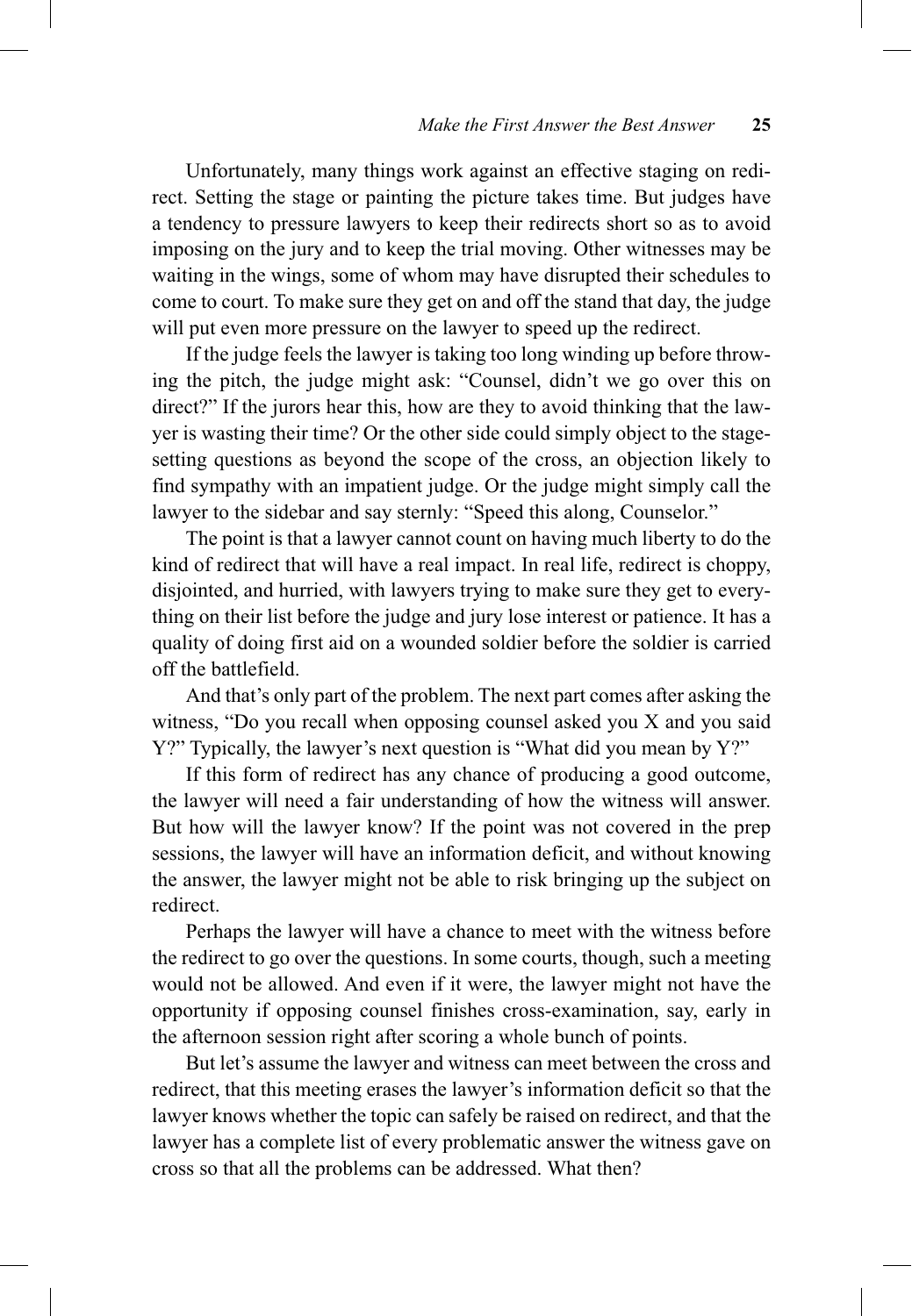Unfortunately, many things work against an effective staging on redirect. Setting the stage or painting the picture takes time. But judges have a tendency to pressure lawyers to keep their redirects short so as to avoid imposing on the jury and to keep the trial moving. Other witnesses may be waiting in the wings, some of whom may have disrupted their schedules to come to court. To make sure they get on and off the stand that day, the judge will put even more pressure on the lawyer to speed up the redirect.

If the judge feels the lawyer is taking too long winding up before throwing the pitch, the judge might ask: "Counsel, didn't we go over this on direct?" If the jurors hear this, how are they to avoid thinking that the lawyer is wasting their time? Or the other side could simply object to the stage-setting questions as beyond the scope of the cross, an objection likely to find sympathy with an impatient judge. Or the judge might simply call the lawyer to the sidebar and say sternly: "Speed this along, Counselor."

The point is that a lawyer cannot count on having much liberty to do the kind of redirect that will have a real impact. In real life, redirect is choppy, disjointed, and hurried, with lawyers trying to make sure they get to everything on their list before the judge and jury lose interest or patience. It has a quality of doing first aid on a wounded soldier before the soldier is carried off the battlefield.

And that's only part of the problem. The next part comes after asking the witness, "Do you recall when opposing counsel asked you X and you said Y?" Typically, the lawyer's next question is "What did you mean by Y?"

If this form of redirect has any chance of producing a good outcome, the lawyer will need a fair understanding of how the witness will answer. But how will the lawyer know? If the point was not covered in the prep sessions, the lawyer will have an information deficit, and without knowing the answer, the lawyer might not be able to risk bringing up the subject on redirect.

Perhaps the lawyer will have a chance to meet with the witness before the redirect to go over the questions. In some courts, though, such a meeting would not be allowed. And even if it were, the lawyer might not have the opportunity if opposing counsel finishes cross-examination, say, early in the afternoon session right after scoring a whole bunch of points.

But let's assume the lawyer and witness can meet between the cross and redirect, that this meeting erases the lawyer's information deficit so that the lawyer knows whether the topic can safely be raised on redirect, and that the lawyer has a complete list of every problematic answer the witness gave on cross so that all the problems can be addressed. What then?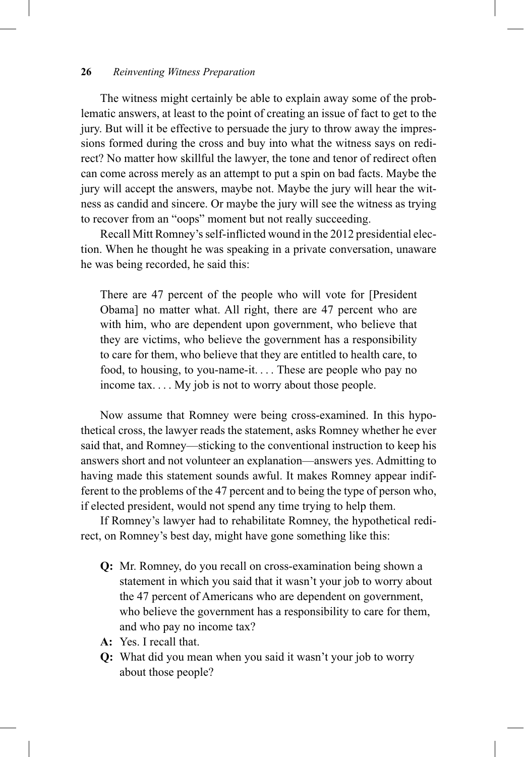The witness might certainly be able to explain away some of the problematic answers, at least to the point of creating an issue of fact to get to the jury. But will it be effective to persuade the jury to throw away the impressions formed during the cross and buy into what the witness says on redirect? No matter how skillful the lawyer, the tone and tenor of redirect often can come across merely as an attempt to put a spin on bad facts. Maybe the jury will accept the answers, maybe not. Maybe the jury will hear the witness as candid and sincere. Or maybe the jury will see the witness as trying to recover from an "oops" moment but not really succeeding.

Recall Mitt Romney's self-inflicted wound in the 2012 presidential election. When he thought he was speaking in a private conversation, unaware he was being recorded, he said this:

> There are 47 percent of the people who will vote for [President Obama] no matter what. All right, there are 47 percent who are with him, who are dependent upon government, who believe that they are victims, who believe the government has a responsibility to care for them, who believe that they are entitled to health care, to food, to housing, to you-name-it. . . . These are people who pay no income tax. . . . My job is not to worry about those people.

Now assume that Romney were being cross-examined. In this hypothetical cross, the lawyer reads the statement, asks Romney whether he ever said that, and Romney—sticking to the conventional instruction to keep his answers short and not volunteer an explanation—answers yes. Admitting to having made this statement sounds awful. It makes Romney appear indifferent to the problems of the 47 percent and to being the type of person who, if elected president, would not spend any time trying to help them.

If Romney's lawyer had to rehabilitate Romney, the hypothetical redirect, on Romney's best day, might have gone something like this:

- **Q:** Mr. Romney, do you recall on cross-examination being shown a statement in which you said that it wasn't your job to worry about the 47 percent of Americans who are dependent on government, who believe the government has a responsibility to care for them, and who pay no income tax?
- **A:** Yes. I recall that.
- **Q:** What did you mean when you said it wasn't your job to worry about those people?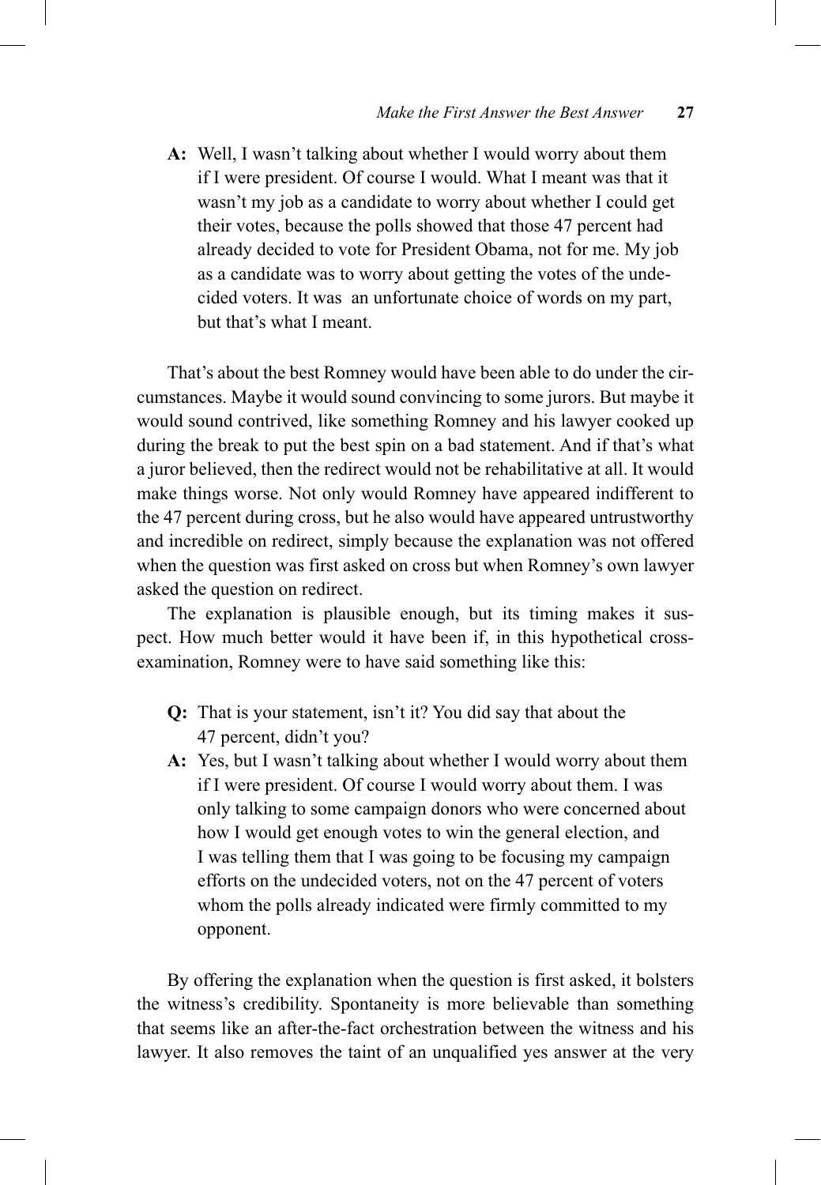**A:** Well, I wasn't talking about whether I would worry about them if I were president. Of course I would. What I meant was that it wasn't my job as a candidate to worry about whether I could get their votes, because the polls showed that those 47 percent had already decided to vote for President Obama, not for me. My job as a candidate was to worry about getting the votes of the undecided voters. It was an unfortunate choice of words on my part, but that's what I meant.

That's about the best Romney would have been able to do under the circumstances. Maybe it would sound convincing to some jurors. But maybe it would sound contrived, like something Romney and his lawyer cooked up during the break to put the best spin on a bad statement. And if that's what a juror believed, then the redirect would not be rehabilitative at all. It would make things worse. Not only would Romney have appeared indifferent to the 47 percent during cross, but he also would have appeared untrustworthy and incredible on redirect, simply because the explanation was not offered when the question was first asked on cross but when Romney's own lawyer asked the question on redirect.

The explanation is plausible enough, but its timing makes it suspect. How much better would it have been if, in this hypothetical cross-examination, Romney were to have said something like this:

**Q:** That is your statement, isn't it? You did say that about the 47 percent, didn't you?

**A:** Yes, but I wasn't talking about whether I would worry about them if I were president. Of course I would worry about them. I was only talking to some campaign donors who were concerned about how I would get enough votes to win the general election, and I was telling them that I was going to be focusing my campaign efforts on the undecided voters, not on the 47 percent of voters whom the polls already indicated were firmly committed to my opponent.

By offering the explanation when the question is first asked, it bolsters the witness's credibility. Spontaneity is more believable than something that seems like an after-the-fact orchestration between the witness and his lawyer. It also removes the taint of an unqualified yes answer at the very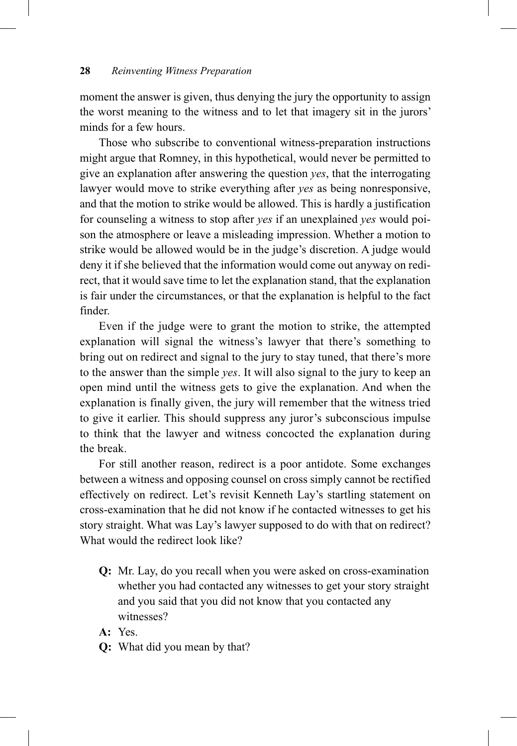moment the answer is given, thus denying the jury the opportunity to assign the worst meaning to the witness and to let that imagery sit in the jurors' minds for a few hours.

Those who subscribe to conventional witness-preparation instructions might argue that Romney, in this hypothetical, would never be permitted to give an explanation after answering the question *yes*, that the interrogating lawyer would move to strike everything after *yes* as being nonresponsive, and that the motion to strike would be allowed. This is hardly a justification for counseling a witness to stop after *yes* if an unexplained *yes* would poison the atmosphere or leave a misleading impression. Whether a motion to strike would be allowed would be in the judge's discretion. A judge would deny it if she believed that the information would come out anyway on redirect, that it would save time to let the explanation stand, that the explanation is fair under the circumstances, or that the explanation is helpful to the fact finder.

Even if the judge were to grant the motion to strike, the attempted explanation will signal the witness's lawyer that there's something to bring out on redirect and signal to the jury to stay tuned, that there's more to the answer than the simple *yes*. It will also signal to the jury to keep an open mind until the witness gets to give the explanation. And when the explanation is finally given, the jury will remember that the witness tried to give it earlier. This should suppress any juror's subconscious impulse to think that the lawyer and witness concocted the explanation during the break.

For still another reason, redirect is a poor antidote. Some exchanges between a witness and opposing counsel on cross simply cannot be rectified effectively on redirect. Let's revisit Kenneth Lay's startling statement on cross-examination that he did not know if he contacted witnesses to get his story straight. What was Lay's lawyer supposed to do with that on redirect? What would the redirect look like?

**Q:** Mr. Lay, do you recall when you were asked on cross-examination whether you had contacted any witnesses to get your story straight and you said that you did not know that you contacted any witnesses?

**A:** Yes.

**Q:** What did you mean by that?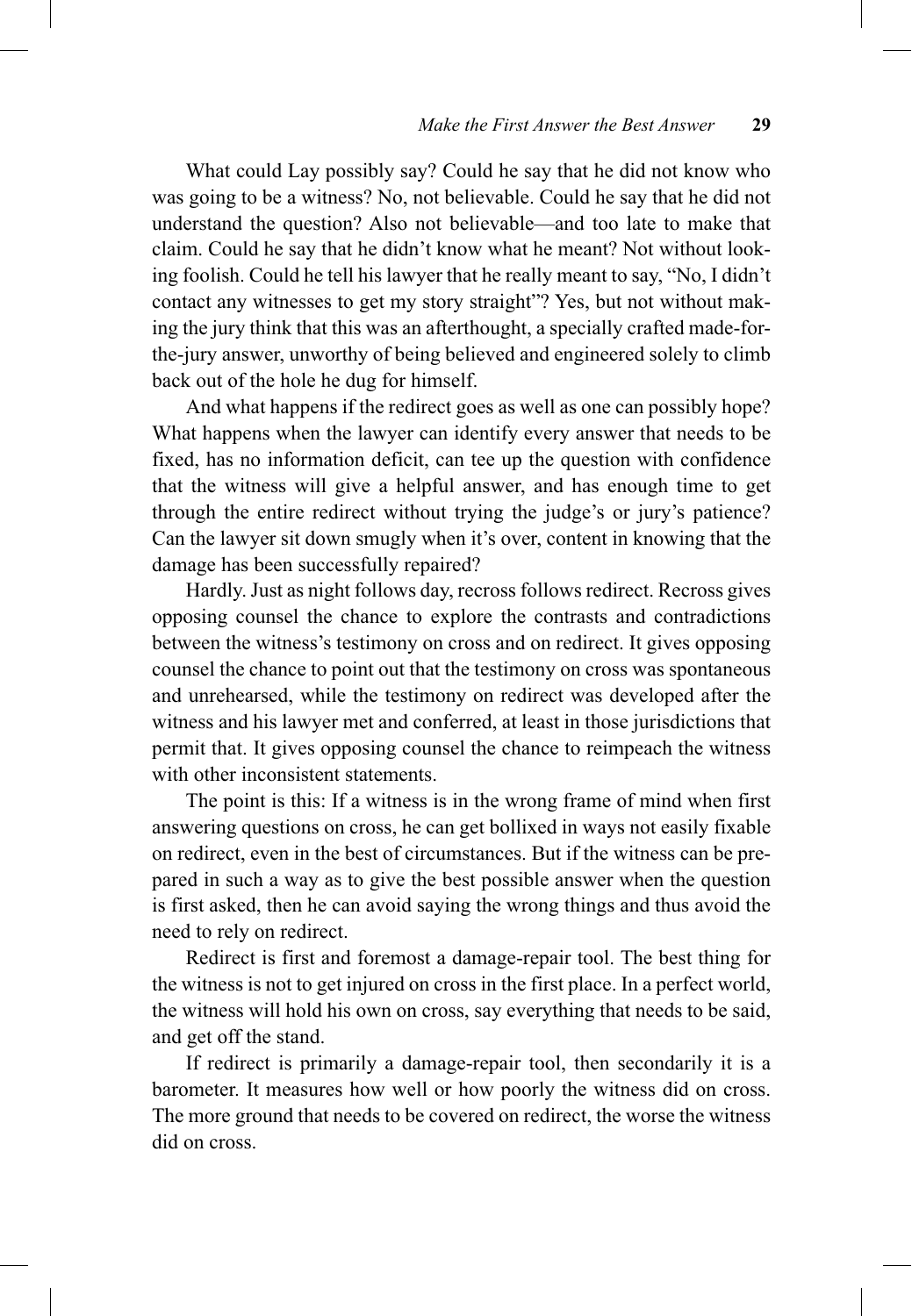What could Lay possibly say? Could he say that he did not know who was going to be a witness? No, not believable. Could he say that he did not understand the question? Also not believable—and too late to make that claim. Could he say that he didn't know what he meant? Not without looking foolish. Could he tell his lawyer that he really meant to say, "No, I didn't contact any witnesses to get my story straight"? Yes, but not without making the jury think that this was an afterthought, a specially crafted made-for-the-jury answer, unworthy of being believed and engineered solely to climb back out of the hole he dug for himself.

And what happens if the redirect goes as well as one can possibly hope? What happens when the lawyer can identify every answer that needs to be fixed, has no information deficit, can tee up the question with confidence that the witness will give a helpful answer, and has enough time to get through the entire redirect without trying the judge's or jury's patience? Can the lawyer sit down smugly when it's over, content in knowing that the damage has been successfully repaired?

Hardly. Just as night follows day, recross follows redirect. Recross gives opposing counsel the chance to explore the contrasts and contradictions between the witness's testimony on cross and on redirect. It gives opposing counsel the chance to point out that the testimony on cross was spontaneous and unrehearsed, while the testimony on redirect was developed after the witness and his lawyer met and conferred, at least in those jurisdictions that permit that. It gives opposing counsel the chance to reimpeach the witness with other inconsistent statements.

The point is this: If a witness is in the wrong frame of mind when first answering questions on cross, he can get bollixed in ways not easily fixable on redirect, even in the best of circumstances. But if the witness can be prepared in such a way as to give the best possible answer when the question is first asked, then he can avoid saying the wrong things and thus avoid the need to rely on redirect.

Redirect is first and foremost a damage-repair tool. The best thing for the witness is not to get injured on cross in the first place. In a perfect world, the witness will hold his own on cross, say everything that needs to be said, and get off the stand.

If redirect is primarily a damage-repair tool, then secondarily it is a barometer. It measures how well or how poorly the witness did on cross. The more ground that needs to be covered on redirect, the worse the witness did on cross.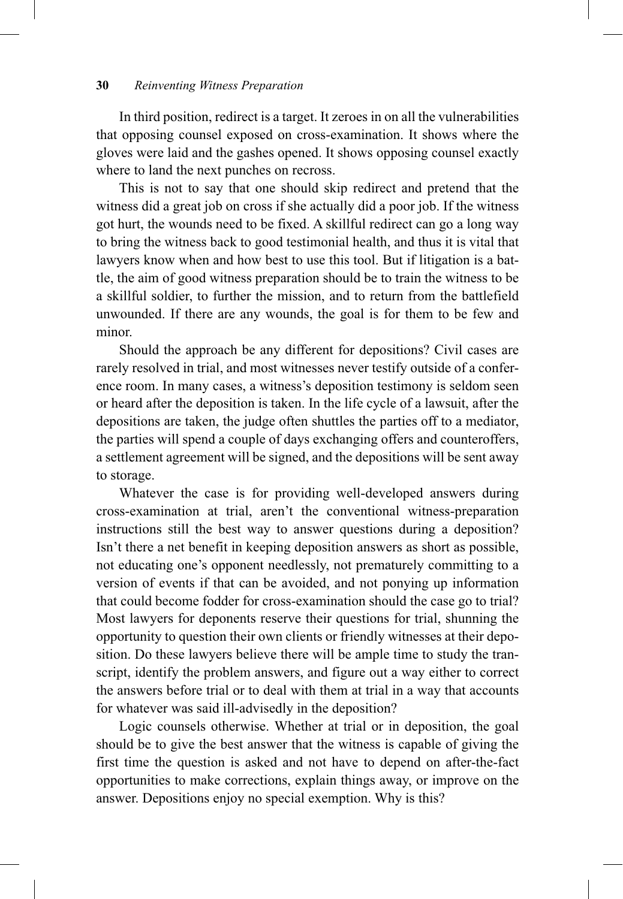In third position, redirect is a target. It zeroes in on all the vulnerabilities that opposing counsel exposed on cross-examination. It shows where the gloves were laid and the gashes opened. It shows opposing counsel exactly where to land the next punches on recross.

This is not to say that one should skip redirect and pretend that the witness did a great job on cross if she actually did a poor job. If the witness got hurt, the wounds need to be fixed. A skillful redirect can go a long way to bring the witness back to good testimonial health, and thus it is vital that lawyers know when and how best to use this tool. But if litigation is a battle, the aim of good witness preparation should be to train the witness to be a skillful soldier, to further the mission, and to return from the battlefield unwounded. If there are any wounds, the goal is for them to be few and minor.

Should the approach be any different for depositions? Civil cases are rarely resolved in trial, and most witnesses never testify outside of a conference room. In many cases, a witness's deposition testimony is seldom seen or heard after the deposition is taken. In the life cycle of a lawsuit, after the depositions are taken, the judge often shuttles the parties off to a mediator, the parties will spend a couple of days exchanging offers and counteroffers, a settlement agreement will be signed, and the depositions will be sent away to storage.

Whatever the case is for providing well-developed answers during cross-examination at trial, aren't the conventional witness-preparation instructions still the best way to answer questions during a deposition? Isn't there a net benefit in keeping deposition answers as short as possible, not educating one's opponent needlessly, not prematurely committing to a version of events if that can be avoided, and not ponying up information that could become fodder for cross-examination should the case go to trial? Most lawyers for deponents reserve their questions for trial, shunning the opportunity to question their own clients or friendly witnesses at their deposition. Do these lawyers believe there will be ample time to study the transcript, identify the problem answers, and figure out a way either to correct the answers before trial or to deal with them at trial in a way that accounts for whatever was said ill-advisedly in the deposition?

Logic counsels otherwise. Whether at trial or in deposition, the goal should be to give the best answer that the witness is capable of giving the first time the question is asked and not have to depend on after-the-fact opportunities to make corrections, explain things away, or improve on the answer. Depositions enjoy no special exemption. Why is this?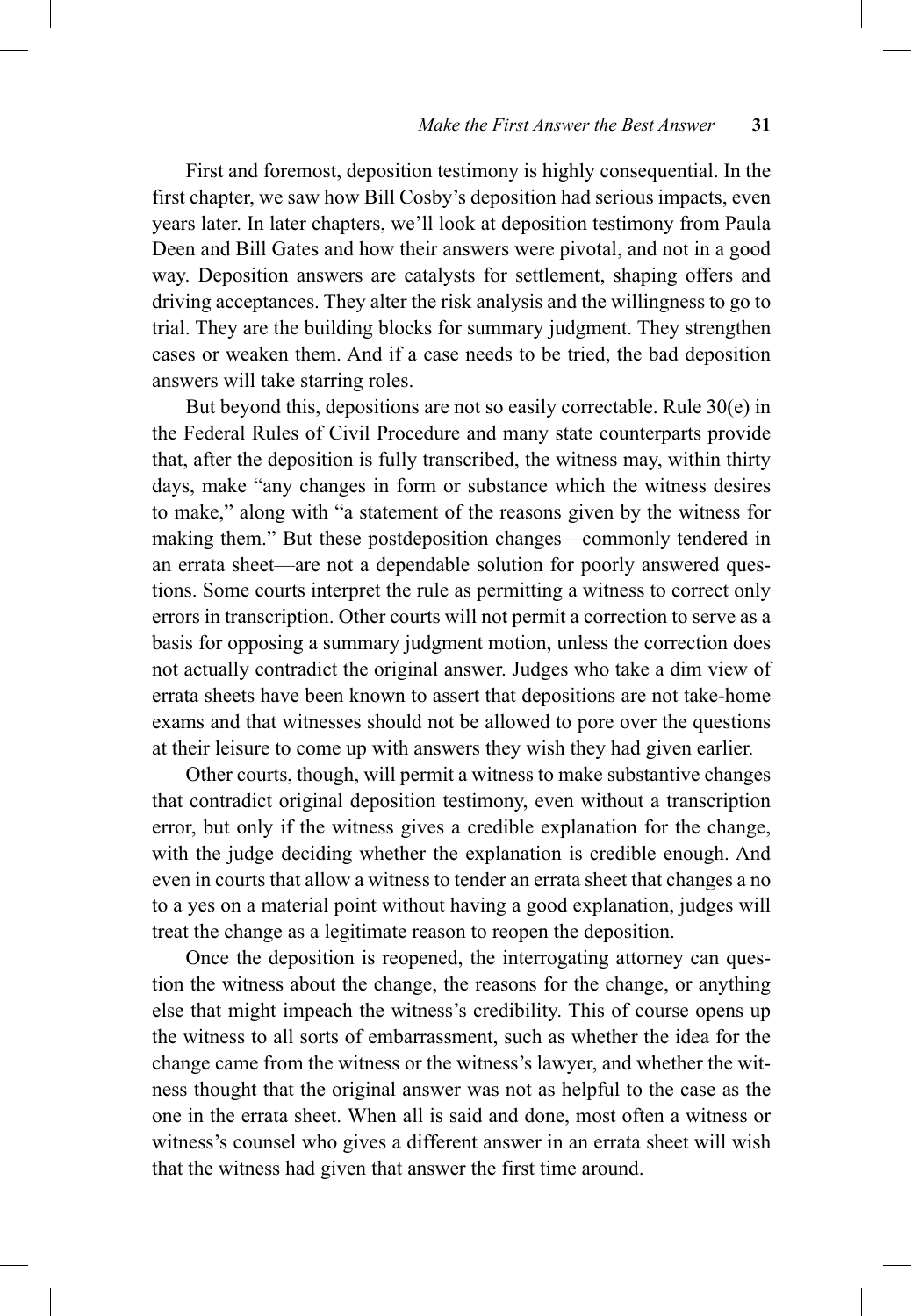First and foremost, deposition testimony is highly consequential. In the first chapter, we saw how Bill Cosby's deposition had serious impacts, even years later. In later chapters, we'll look at deposition testimony from Paula Deen and Bill Gates and how their answers were pivotal, and not in a good way. Deposition answers are catalysts for settlement, shaping offers and driving acceptances. They alter the risk analysis and the willingness to go to trial. They are the building blocks for summary judgment. They strengthen cases or weaken them. And if a case needs to be tried, the bad deposition answers will take starring roles.

But beyond this, depositions are not so easily correctable. Rule 30(e) in the Federal Rules of Civil Procedure and many state counterparts provide that, after the deposition is fully transcribed, the witness may, within thirty days, make "any changes in form or substance which the witness desires to make," along with "a statement of the reasons given by the witness for making them." But these postdeposition changes—commonly tendered in an errata sheet—are not a dependable solution for poorly answered questions. Some courts interpret the rule as permitting a witness to correct only errors in transcription. Other courts will not permit a correction to serve as a basis for opposing a summary judgment motion, unless the correction does not actually contradict the original answer. Judges who take a dim view of errata sheets have been known to assert that depositions are not take-home exams and that witnesses should not be allowed to pore over the questions at their leisure to come up with answers they wish they had given earlier.

Other courts, though, will permit a witness to make substantive changes that contradict original deposition testimony, even without a transcription error, but only if the witness gives a credible explanation for the change, with the judge deciding whether the explanation is credible enough. And even in courts that allow a witness to tender an errata sheet that changes a no to a yes on a material point without having a good explanation, judges will treat the change as a legitimate reason to reopen the deposition.

Once the deposition is reopened, the interrogating attorney can question the witness about the change, the reasons for the change, or anything else that might impeach the witness's credibility. This of course opens up the witness to all sorts of embarrassment, such as whether the idea for the change came from the witness or the witness's lawyer, and whether the witness thought that the original answer was not as helpful to the case as the one in the errata sheet. When all is said and done, most often a witness or witness's counsel who gives a different answer in an errata sheet will wish that the witness had given that answer the first time around.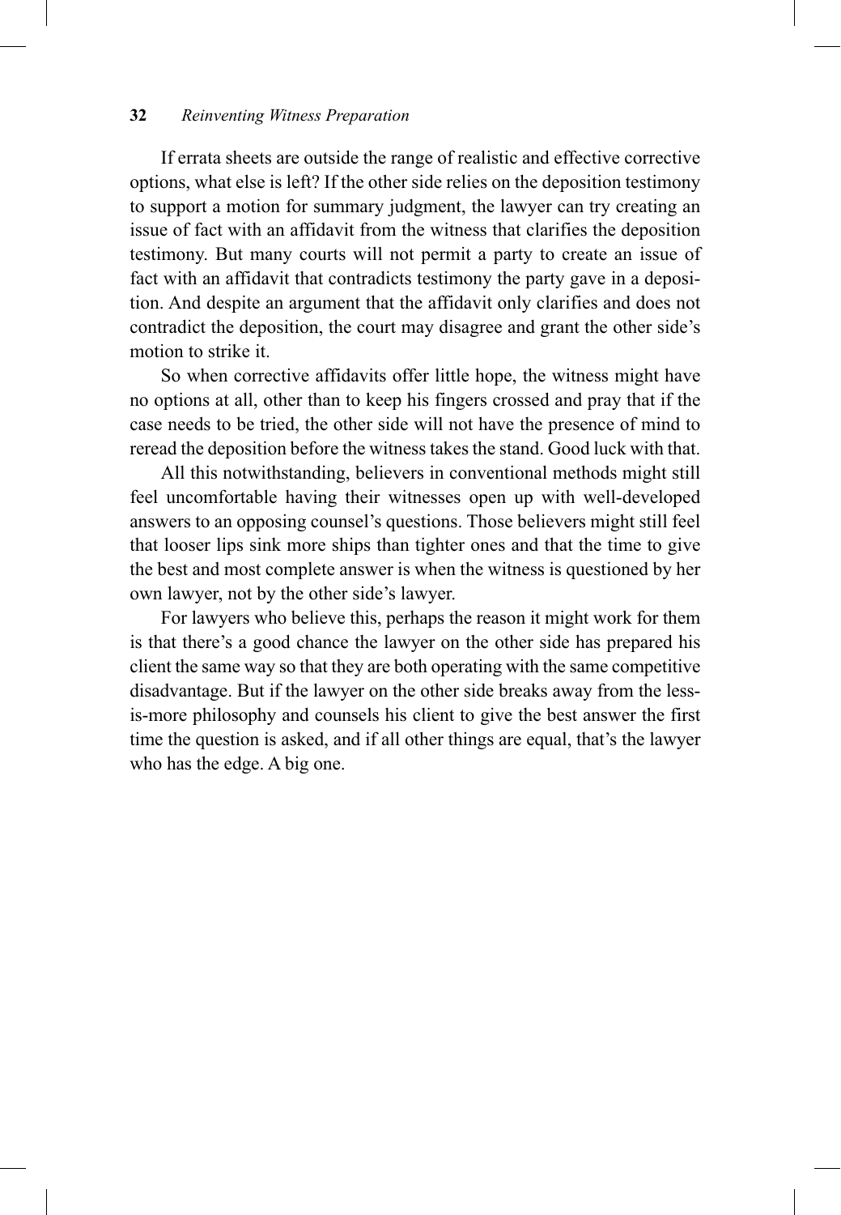If errata sheets are outside the range of realistic and effective corrective options, what else is left? If the other side relies on the deposition testimony to support a motion for summary judgment, the lawyer can try creating an issue of fact with an affidavit from the witness that clarifies the deposition testimony. But many courts will not permit a party to create an issue of fact with an affidavit that contradicts testimony the party gave in a deposition. And despite an argument that the affidavit only clarifies and does not contradict the deposition, the court may disagree and grant the other side's motion to strike it.

So when corrective affidavits offer little hope, the witness might have no options at all, other than to keep his fingers crossed and pray that if the case needs to be tried, the other side will not have the presence of mind to reread the deposition before the witness takes the stand. Good luck with that.

All this notwithstanding, believers in conventional methods might still feel uncomfortable having their witnesses open up with well-developed answers to an opposing counsel's questions. Those believers might still feel that looser lips sink more ships than tighter ones and that the time to give the best and most complete answer is when the witness is questioned by her own lawyer, not by the other side's lawyer.

For lawyers who believe this, perhaps the reason it might work for them is that there's a good chance the lawyer on the other side has prepared his client the same way so that they are both operating with the same competitive disadvantage. But if the lawyer on the other side breaks away from the less-is-more philosophy and counsels his client to give the best answer the first time the question is asked, and if all other things are equal, that's the lawyer who has the edge. A big one.